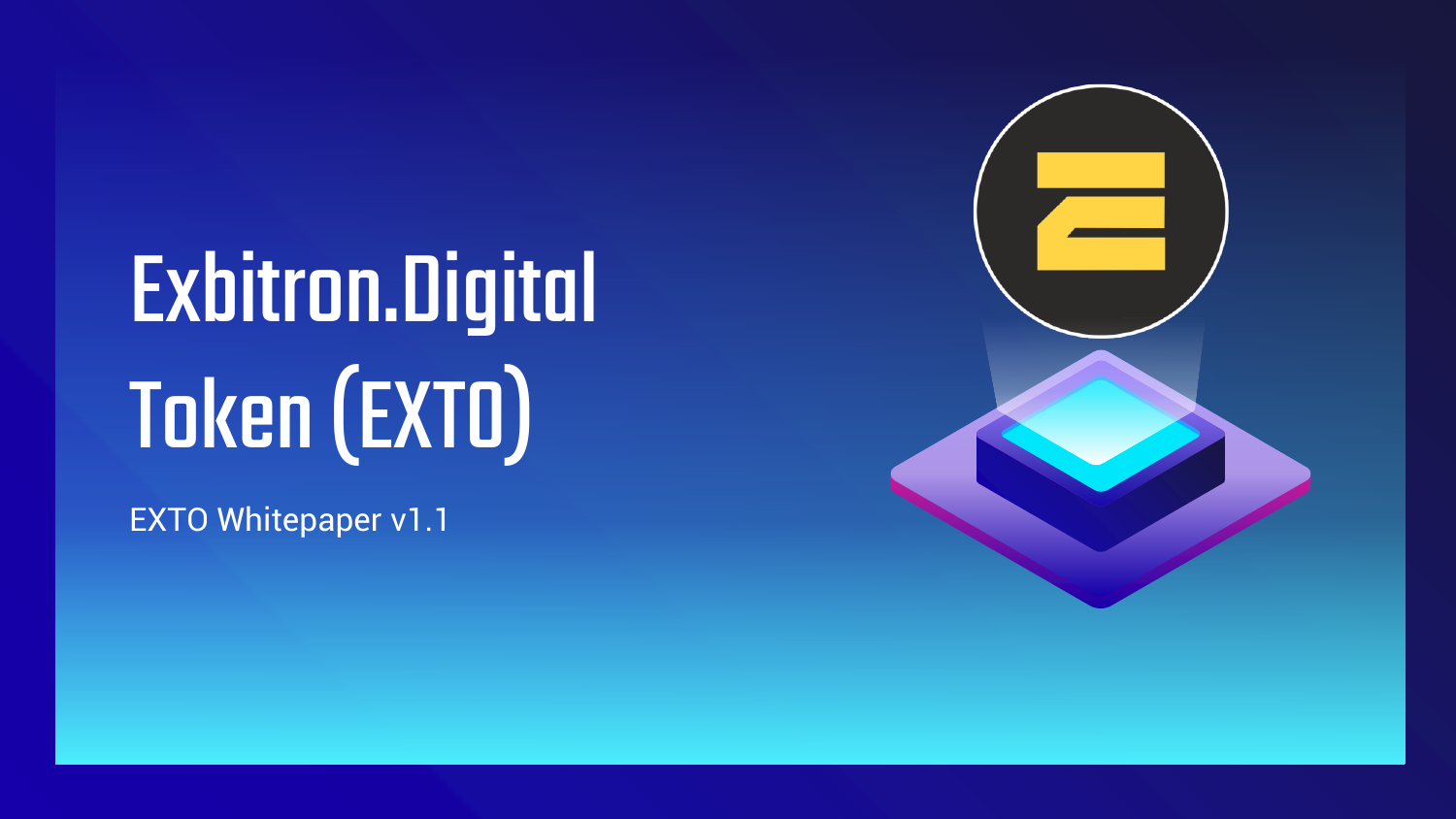# Exbitron.Digital Token (EXTO)

EXTO Whitepaper v1.1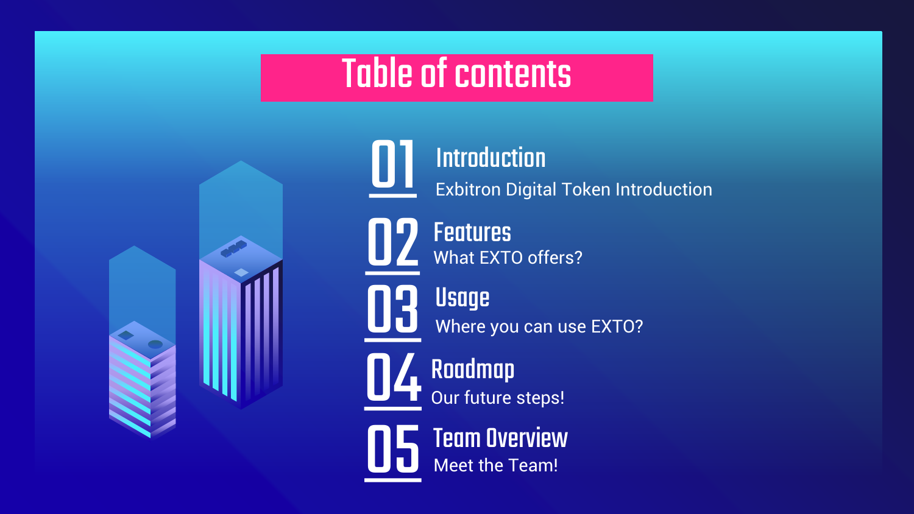# Table of contents

## 01 Introduction

Exbitron Digital Token Introduction

## 02 Features

What EXTO offers?

## 03 Usage

Where you can use EXTO?

## 04 Roadmap

Our future steps!

## 05 Team Overview

Meet the Team!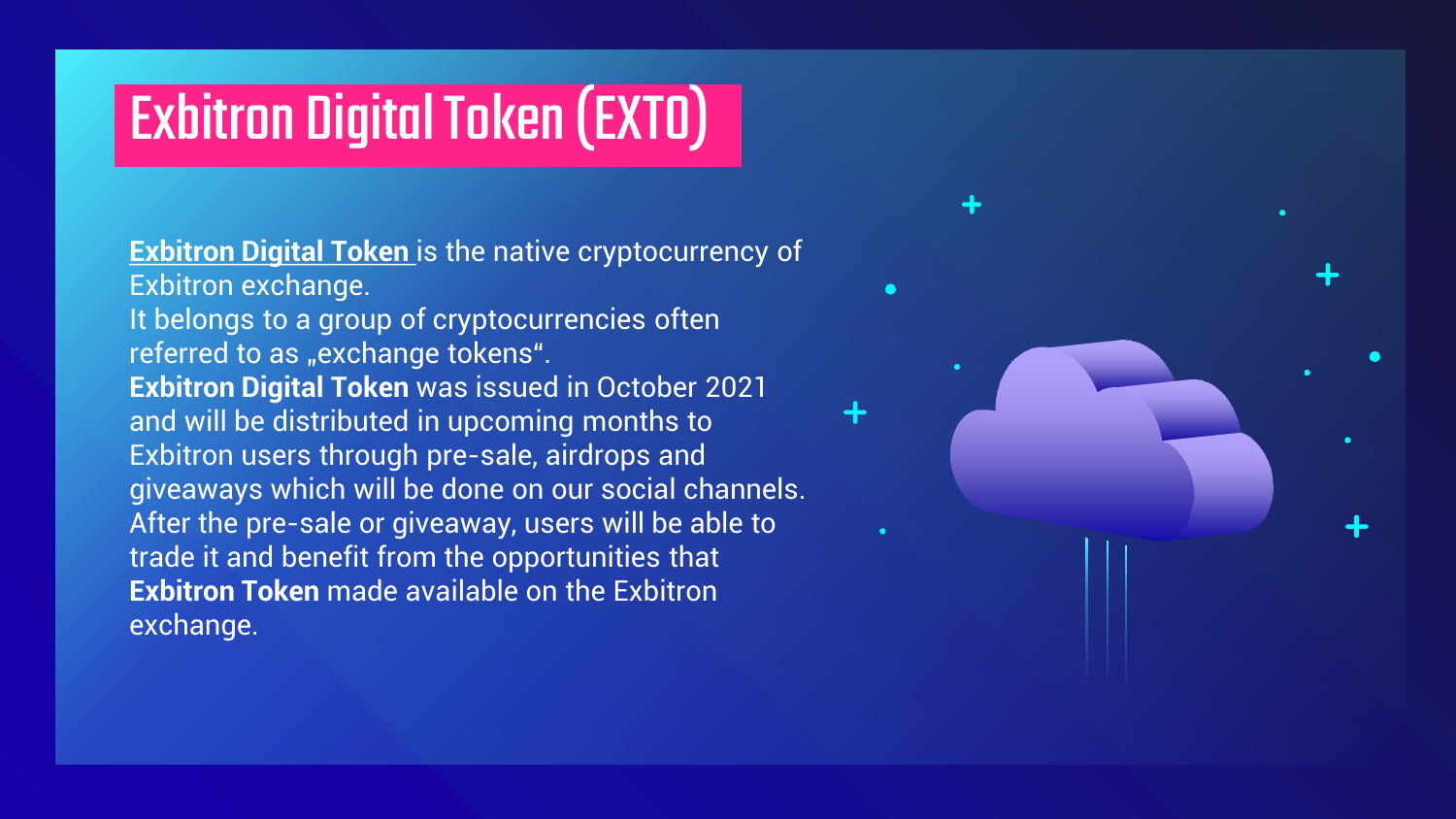# Exbitron Digital Token (EXTO)

**Exbitron Digital Token** is the native cryptocurrency of Exbitron exchange.
It belongs to a group of cryptocurrencies often referred to as „exchange tokens“.
**Exbitron Digital Token** was issued in October 2021 and will be distributed in upcoming months to Exbitron users through pre-sale, airdrops and giveaways which will be done on our social channels.
After the pre-sale or giveaway, users will be able to trade it and benefit from the opportunities that **Exbitron Token** made available on the Exbitron exchange.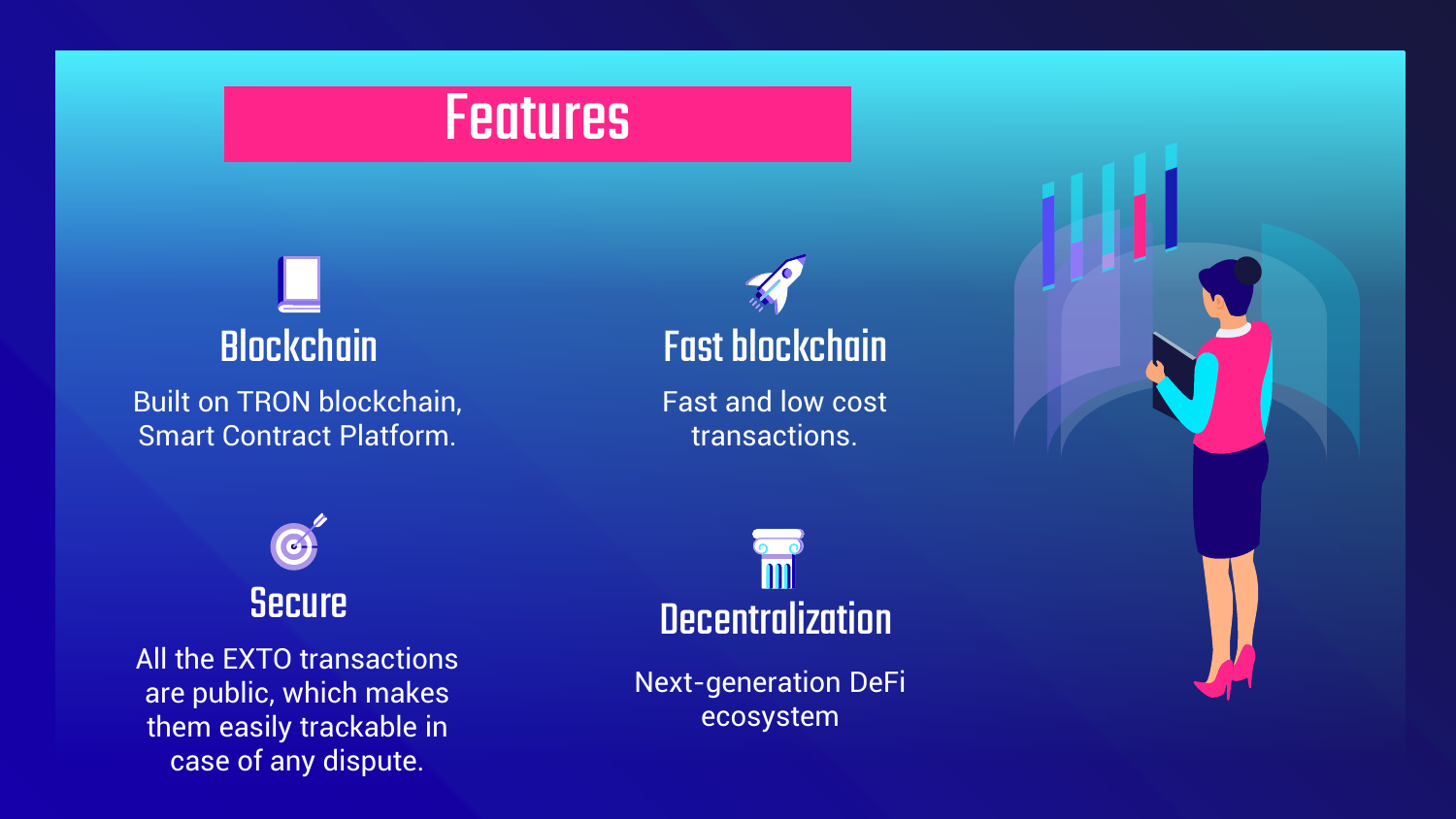# Features

### Blockchain

Built on TRON blockchain, Smart Contract Platform.

### Fast blockchain

Fast and low cost transactions.

### Secure

All the EXTO transactions are public, which makes them easily trackable in case of any dispute.

### Decentralization

Next-generation DeFi ecosystem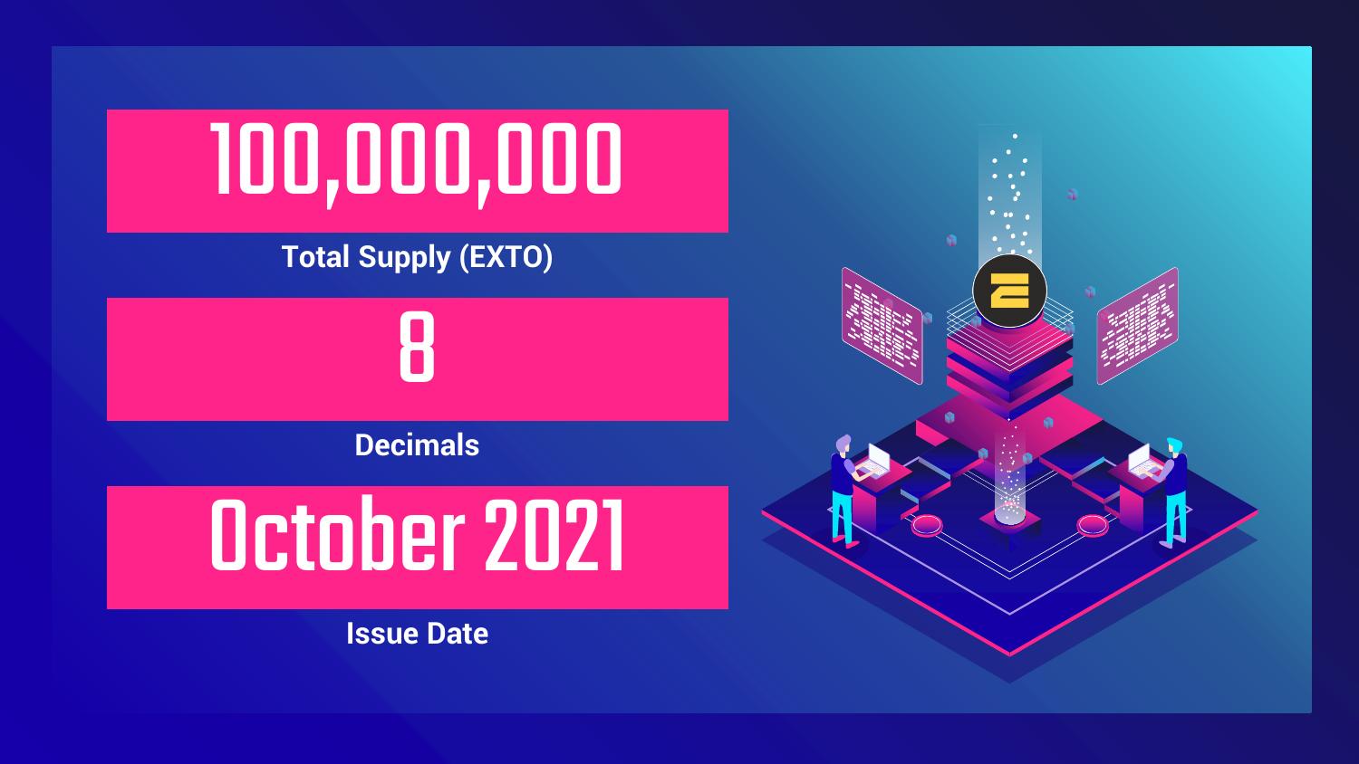**100,000,000**

Total Supply (EXTO)

**8**

Decimals

**October 2021**

Issue Date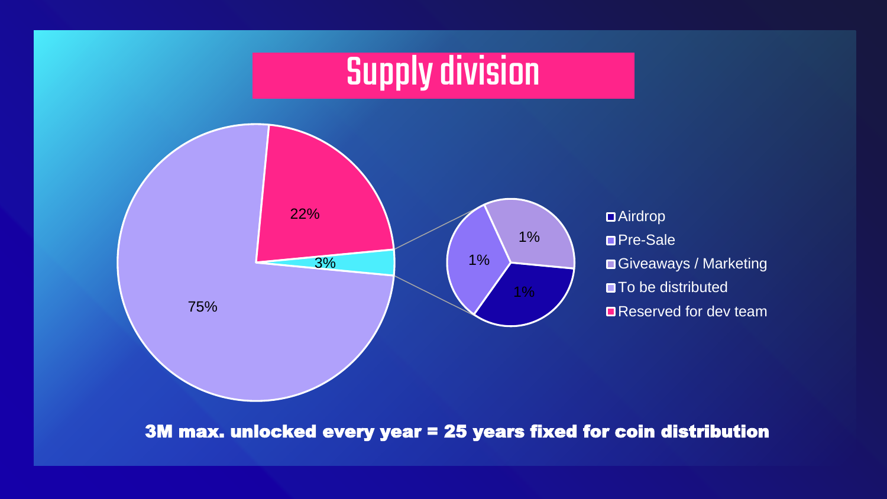# Supply division

- 75%
- 22%
- 3%
  - 1%
  - 1%
  - 1%

Legend:
- Airdrop
- Pre-Sale
- Giveaways / Marketing
- To be distributed
- Reserved for dev team

**3M max. unlocked every year = 25 years fixed for coin distribution**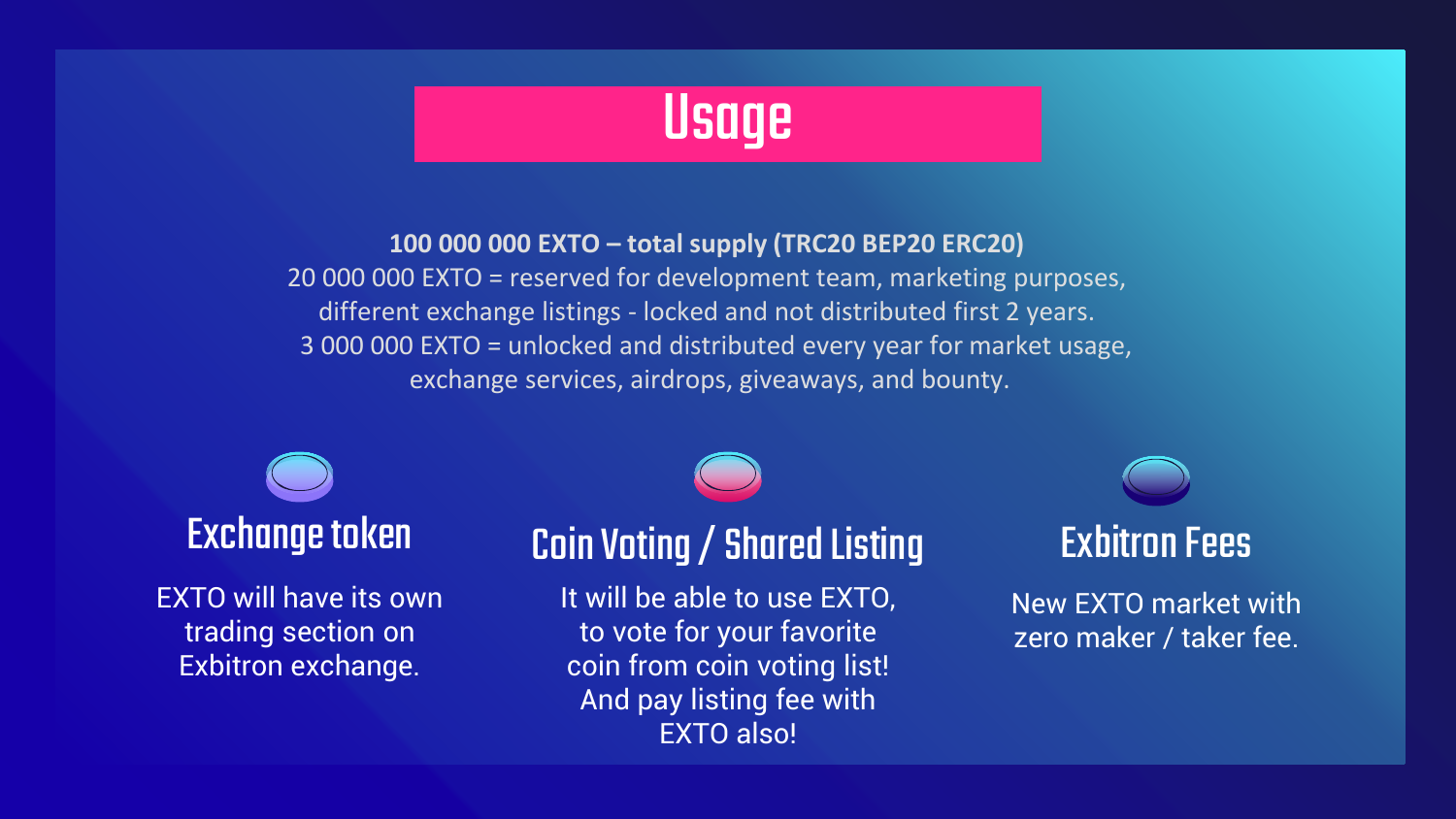# Usage

**100 000 000 EXTO – total supply (TRC20 BEP20 ERC20)**
20 000 000 EXTO = reserved for development team, marketing purposes, different exchange listings - locked and not distributed first 2 years.
3 000 000 EXTO = unlocked and distributed every year for market usage, exchange services, airdrops, giveaways, and bounty.

## Exchange token

EXTO will have its own trading section on Exbitron exchange.

## Coin Voting / Shared Listing

It will be able to use EXTO, to vote for your favorite coin from coin voting list! And pay listing fee with EXTO also!

## Exbitron Fees

New EXTO market with zero maker / taker fee.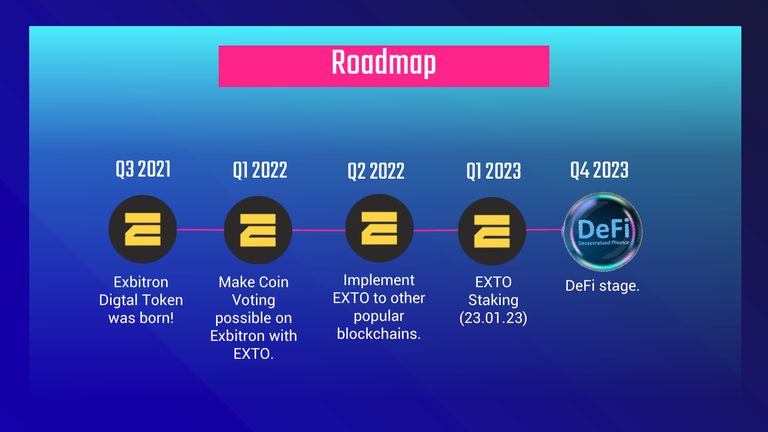# Roadmap

- **Q3 2021** — Exbitron Digtal Token was born!
- **Q1 2022** — Make Coin Voting possible on Exbitron with EXTO.
- **Q2 2022** — Implement EXTO to other popular blockchains.
- **Q1 2023** — EXTO Staking (23.01.23)
- **Q4 2023** — DeFi stage.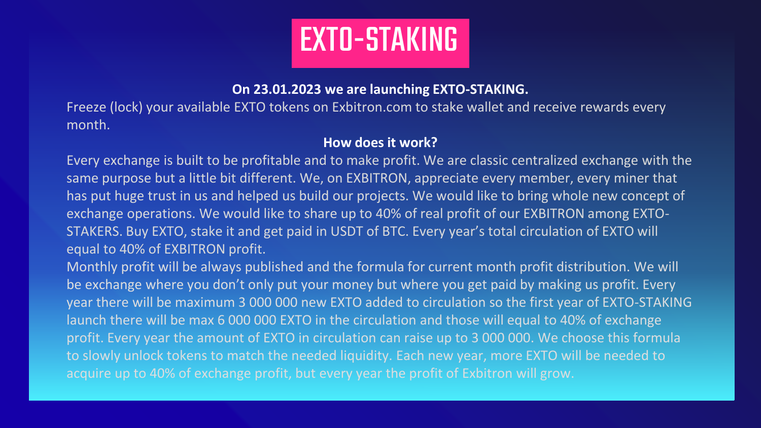# EXTO-STAKING

**On 23.01.2023 we are launching EXTO-STAKING.**

Freeze (lock) your available EXTO tokens on Exbitron.com to stake wallet and receive rewards every month.

**How does it work?**

Every exchange is built to be profitable and to make profit. We are classic centralized exchange with the same purpose but a little bit different. We, on EXBITRON, appreciate every member, every miner that has put huge trust in us and helped us build our projects. We would like to bring whole new concept of exchange operations. We would like to share up to 40% of real profit of our EXBITRON among EXTO-STAKERS. Buy EXTO, stake it and get paid in USDT of BTC. Every year's total circulation of EXTO will equal to 40% of EXBITRON profit.

Monthly profit will be always published and the formula for current month profit distribution. We will be exchange where you don't only put your money but where you get paid by making us profit. Every year there will be maximum 3 000 000 new EXTO added to circulation so the first year of EXTO-STAKING launch there will be max 6 000 000 EXTO in the circulation and those will equal to 40% of exchange profit. Every year the amount of EXTO in circulation can raise up to 3 000 000. We choose this formula to slowly unlock tokens to match the needed liquidity. Each new year, more EXTO will be needed to acquire up to 40% of exchange profit, but every year the profit of Exbitron will grow.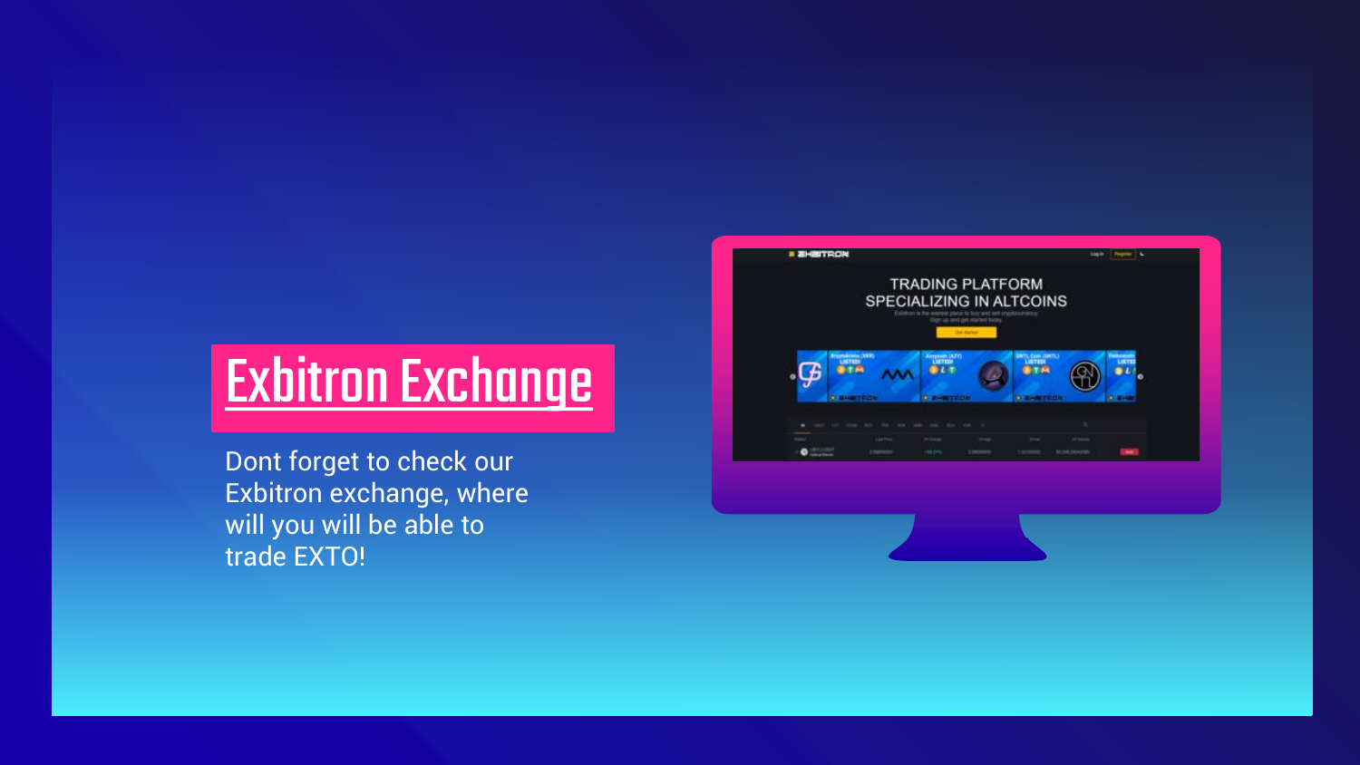# Exbitron Exchange

Dont forget to check our Exbitron exchange, where will you will be able to trade EXTO!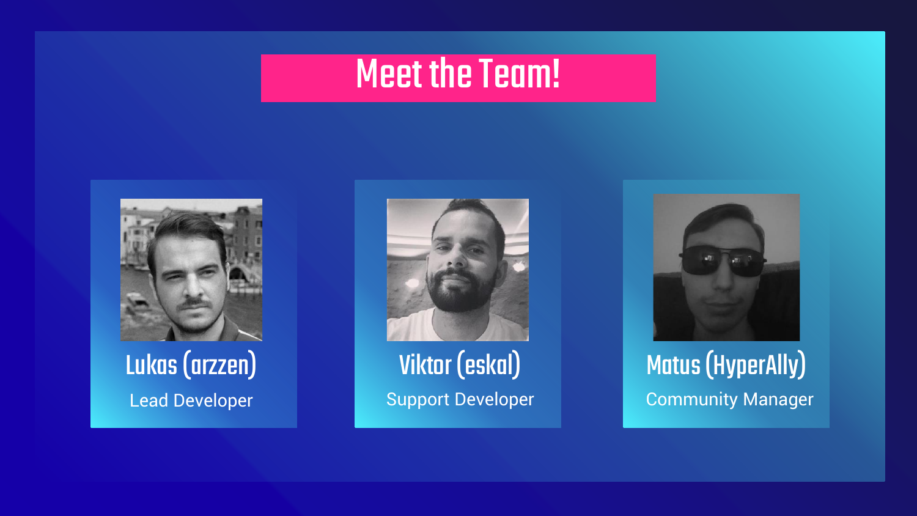# Meet the Team!

**Lukas (arzzen)**
Lead Developer

**Viktor (eskal)**
Support Developer

**Matus (HyperAlly)**
Community Manager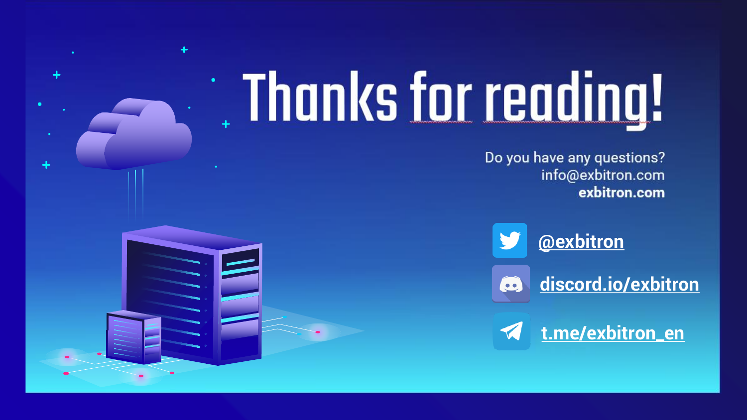# Thanks for reading!

Do you have any questions?
info@exbitron.com
**exbitron.com**

@exbitron

discord.io/exbitron

t.me/exbitron_en